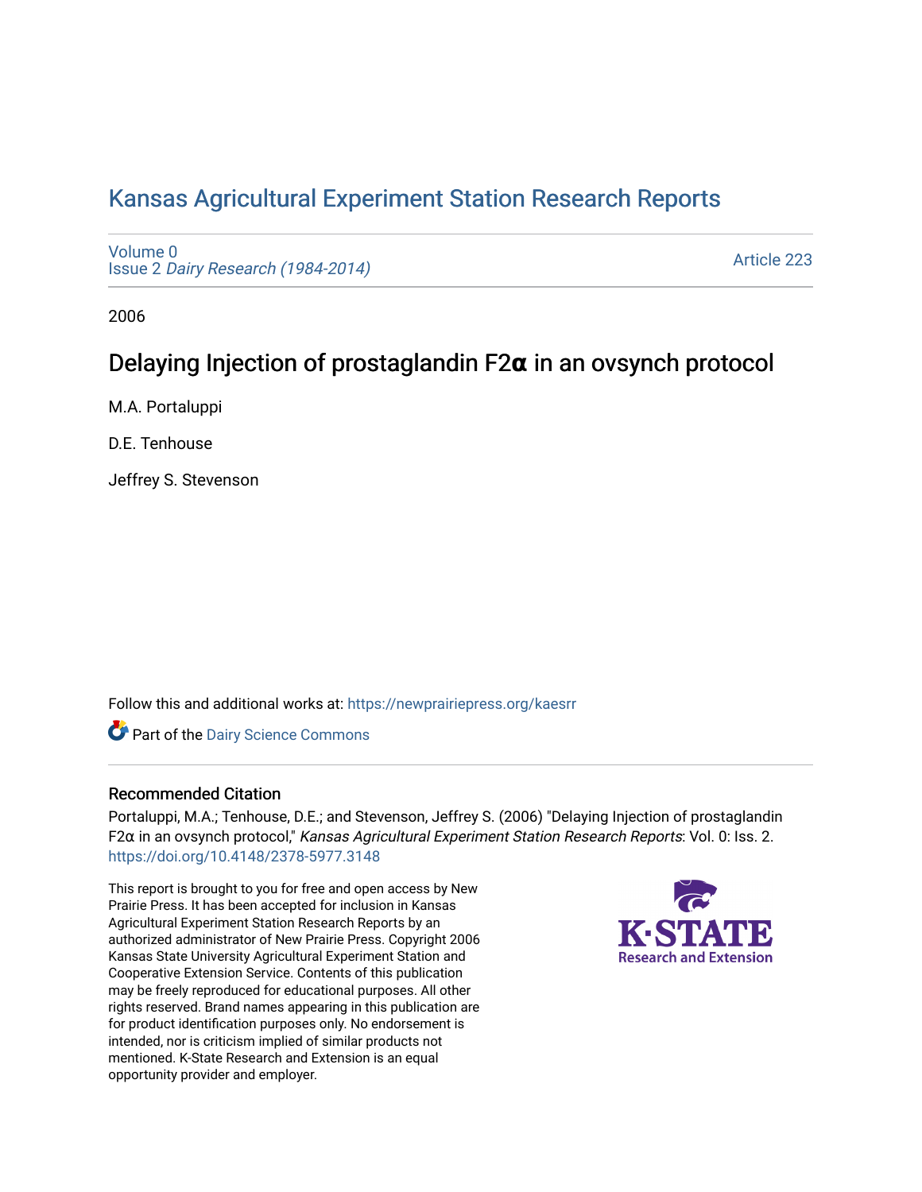# Kansas Agricultural Experiment Station Research Reports

Volume 0
Issue 2 *Dairy Research (1984-2014)*

Article 223

2006

## Delaying Injection of prostaglandin F2α in an ovsynch protocol

M.A. Portaluppi

D.E. Tenhouse

Jeffrey S. Stevenson

Follow this and additional works at: https://newprairiepress.org/kaesrr

Part of the Dairy Science Commons

### Recommended Citation

Portaluppi, M.A.; Tenhouse, D.E.; and Stevenson, Jeffrey S. (2006) "Delaying Injection of prostaglandin F2α in an ovsynch protocol," *Kansas Agricultural Experiment Station Research Reports*: Vol. 0: Iss. 2. https://doi.org/10.4148/2378-5977.3148

This report is brought to you for free and open access by New Prairie Press. It has been accepted for inclusion in Kansas Agricultural Experiment Station Research Reports by an authorized administrator of New Prairie Press. Copyright 2006 Kansas State University Agricultural Experiment Station and Cooperative Extension Service. Contents of this publication may be freely reproduced for educational purposes. All other rights reserved. Brand names appearing in this publication are for product identification purposes only. No endorsement is intended, nor is criticism implied of similar products not mentioned. K-State Research and Extension is an equal opportunity provider and employer.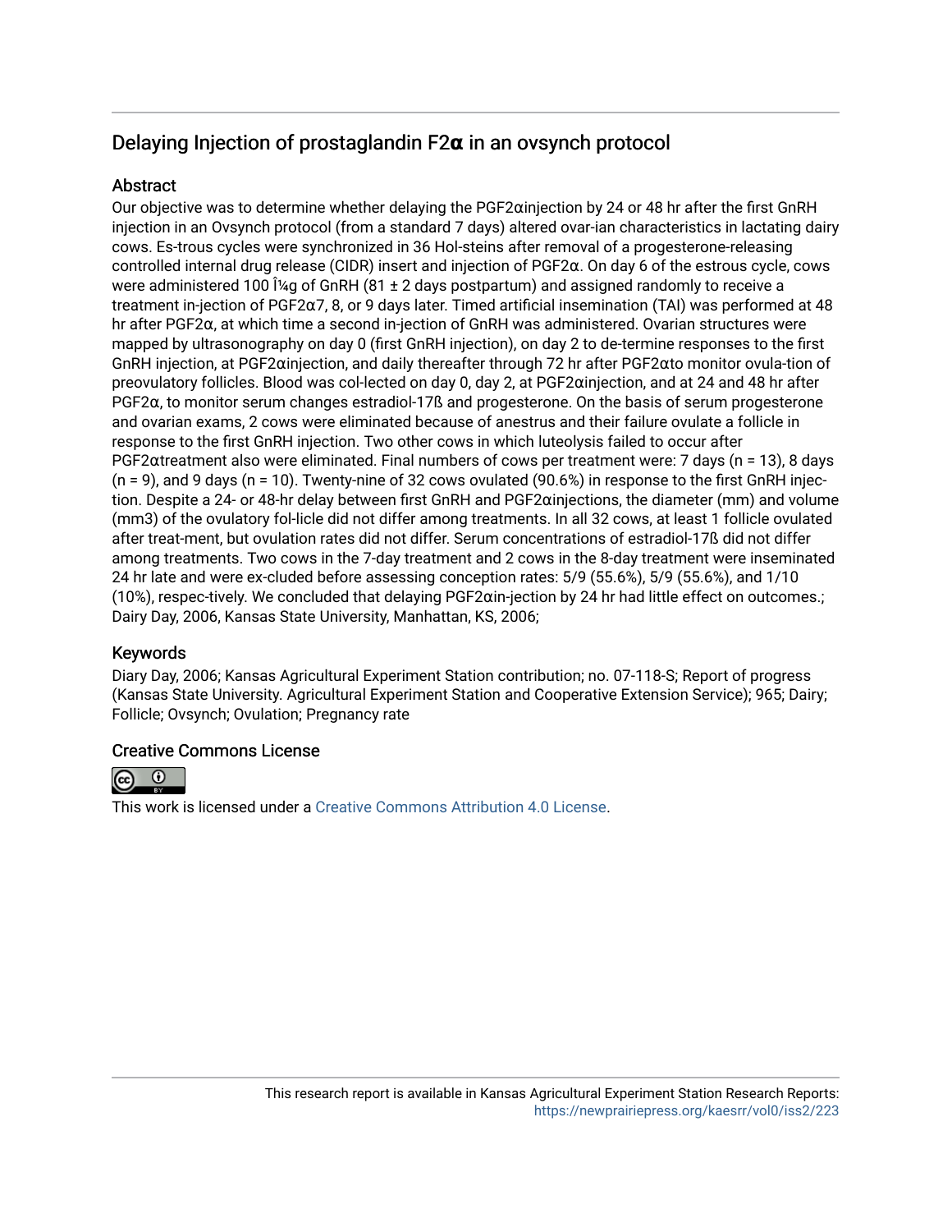## Delaying Injection of prostaglandin F2**α** in an ovsynch protocol

### Abstract

Our objective was to determine whether delaying the PGF2αinjection by 24 or 48 hr after the first GnRH injection in an Ovsynch protocol (from a standard 7 days) altered ovar-ian characteristics in lactating dairy cows. Es-trous cycles were synchronized in 36 Hol-steins after removal of a progesterone-releasing controlled internal drug release (CIDR) insert and injection of PGF2α. On day 6 of the estrous cycle, cows were administered 100 Î¼g of GnRH (81 ± 2 days postpartum) and assigned randomly to receive a treatment in-jection of PGF2α7, 8, or 9 days later. Timed artificial insemination (TAI) was performed at 48 hr after PGF2α, at which time a second in-jection of GnRH was administered. Ovarian structures were mapped by ultrasonography on day 0 (first GnRH injection), on day 2 to de-termine responses to the first GnRH injection, at PGF2αinjection, and daily thereafter through 72 hr after PGF2αto monitor ovula-tion of preovulatory follicles. Blood was col-lected on day 0, day 2, at PGF2αinjection, and at 24 and 48 hr after PGF2α, to monitor serum changes estradiol-17ß and progesterone. On the basis of serum progesterone and ovarian exams, 2 cows were eliminated because of anestrus and their failure ovulate a follicle in response to the first GnRH injection. Two other cows in which luteolysis failed to occur after PGF2αtreatment also were eliminated. Final numbers of cows per treatment were: 7 days (n = 13), 8 days (n = 9), and 9 days (n = 10). Twenty-nine of 32 cows ovulated (90.6%) in response to the first GnRH injec-tion. Despite a 24- or 48-hr delay between first GnRH and PGF2αinjections, the diameter (mm) and volume (mm3) of the ovulatory fol-licle did not differ among treatments. In all 32 cows, at least 1 follicle ovulated after treat-ment, but ovulation rates did not differ. Serum concentrations of estradiol-17ß did not differ among treatments. Two cows in the 7-day treatment and 2 cows in the 8-day treatment were inseminated 24 hr late and were ex-cluded before assessing conception rates: 5/9 (55.6%), 5/9 (55.6%), and 1/10 (10%), respec-tively. We concluded that delaying PGF2αin-jection by 24 hr had little effect on outcomes.; Dairy Day, 2006, Kansas State University, Manhattan, KS, 2006;

### Keywords

Diary Day, 2006; Kansas Agricultural Experiment Station contribution; no. 07-118-S; Report of progress (Kansas State University. Agricultural Experiment Station and Cooperative Extension Service); 965; Dairy; Follicle; Ovsynch; Ovulation; Pregnancy rate

### Creative Commons License

This work is licensed under a Creative Commons Attribution 4.0 License.

This research report is available in Kansas Agricultural Experiment Station Research Reports: https://newprairiepress.org/kaesrr/vol0/iss2/223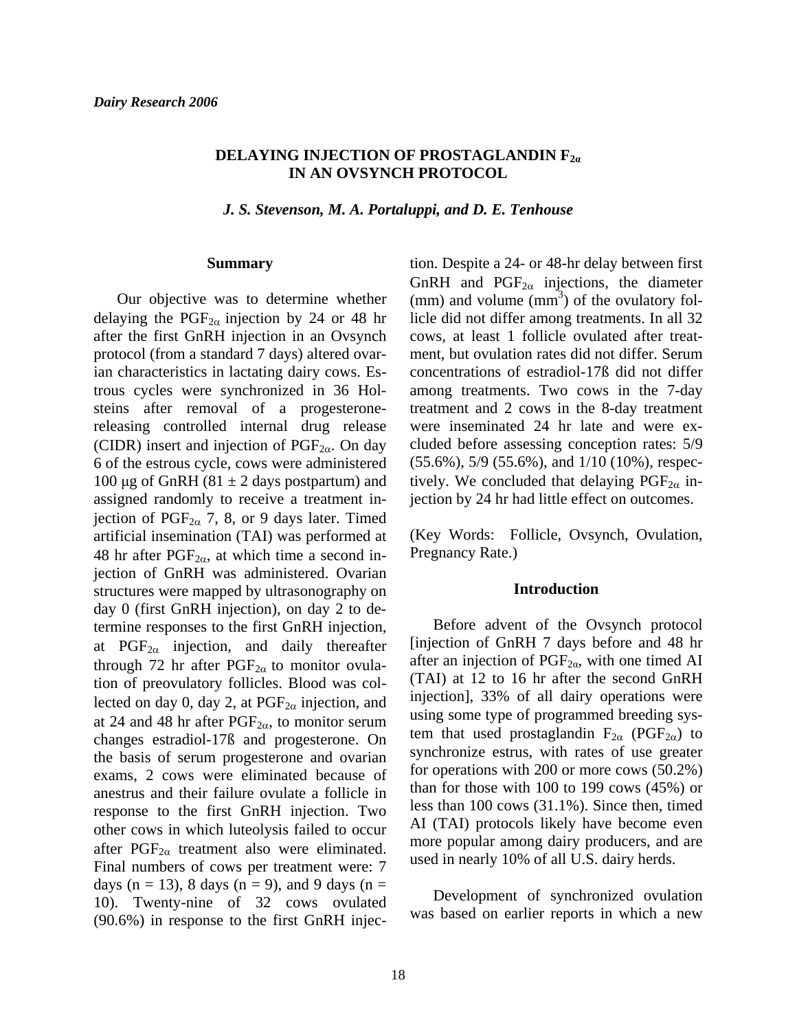# DELAYING INJECTION OF PROSTAGLANDIN $F_{2\alpha}$ IN AN OVSYNCH PROTOCOL

*J. S. Stevenson, M. A. Portaluppi, and D. E. Tenhouse*

## Summary

Our objective was to determine whether delaying the $PGF_{2\alpha}$ injection by 24 or 48 hr after the first GnRH injection in an Ovsynch protocol (from a standard 7 days) altered ovarian characteristics in lactating dairy cows. Estrous cycles were synchronized in 36 Holsteins after removal of a progesterone-releasing controlled internal drug release (CIDR) insert and injection of $PGF_{2\alpha}$. On day 6 of the estrous cycle, cows were administered 100 μg of GnRH (81 ± 2 days postpartum) and assigned randomly to receive a treatment injection of $PGF_{2\alpha}$ 7, 8, or 9 days later. Timed artificial insemination (TAI) was performed at 48 hr after $PGF_{2\alpha}$, at which time a second injection of GnRH was administered. Ovarian structures were mapped by ultrasonography on day 0 (first GnRH injection), on day 2 to determine responses to the first GnRH injection, at $PGF_{2\alpha}$ injection, and daily thereafter through 72 hr after $PGF_{2\alpha}$ to monitor ovulation of preovulatory follicles. Blood was collected on day 0, day 2, at $PGF_{2\alpha}$ injection, and at 24 and 48 hr after $PGF_{2\alpha}$, to monitor serum changes estradiol-17ß and progesterone. On the basis of serum progesterone and ovarian exams, 2 cows were eliminated because of anestrus and their failure ovulate a follicle in response to the first GnRH injection. Two other cows in which luteolysis failed to occur after $PGF_{2\alpha}$ treatment also were eliminated. Final numbers of cows per treatment were: 7 days (n = 13), 8 days (n = 9), and 9 days (n = 10). Twenty-nine of 32 cows ovulated (90.6%) in response to the first GnRH injection. Despite a 24- or 48-hr delay between first GnRH and $PGF_{2\alpha}$ injections, the diameter (mm) and volume ($mm^3$) of the ovulatory follicle did not differ among treatments. In all 32 cows, at least 1 follicle ovulated after treatment, but ovulation rates did not differ. Serum concentrations of estradiol-17ß did not differ among treatments. Two cows in the 7-day treatment and 2 cows in the 8-day treatment were inseminated 24 hr late and were excluded before assessing conception rates: 5/9 (55.6%), 5/9 (55.6%), and 1/10 (10%), respectively. We concluded that delaying $PGF_{2\alpha}$ injection by 24 hr had little effect on outcomes.

(Key Words: Follicle, Ovsynch, Ovulation, Pregnancy Rate.)

## Introduction

Before advent of the Ovsynch protocol [injection of GnRH 7 days before and 48 hr after an injection of $PGF_{2\alpha}$, with one timed AI (TAI) at 12 to 16 hr after the second GnRH injection], 33% of all dairy operations were using some type of programmed breeding system that used prostaglandin $F_{2\alpha}$ ($PGF_{2\alpha}$) to synchronize estrus, with rates of use greater for operations with 200 or more cows (50.2%) than for those with 100 to 199 cows (45%) or less than 100 cows (31.1%). Since then, timed AI (TAI) protocols likely have become even more popular among dairy producers, and are used in nearly 10% of all U.S. dairy herds.

Development of synchronized ovulation was based on earlier reports in which a new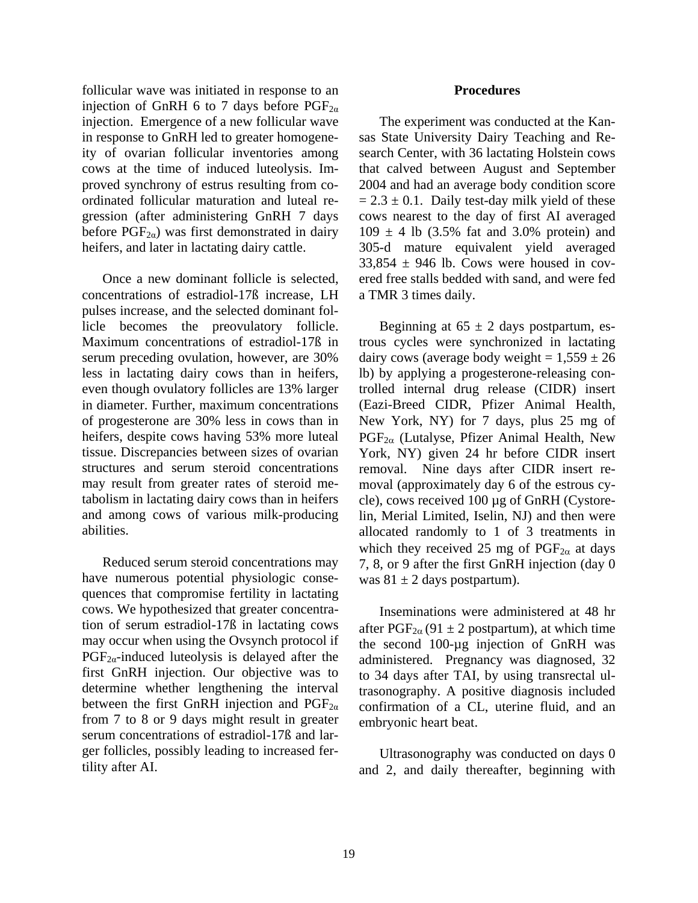follicular wave was initiated in response to an injection of GnRH 6 to 7 days before $PGF_{2\alpha}$ injection. Emergence of a new follicular wave in response to GnRH led to greater homogeneity of ovarian follicular inventories among cows at the time of induced luteolysis. Improved synchrony of estrus resulting from coordinated follicular maturation and luteal regression (after administering GnRH 7 days before $PGF_{2\alpha}$) was first demonstrated in dairy heifers, and later in lactating dairy cattle.

Once a new dominant follicle is selected, concentrations of estradiol-17ß increase, LH pulses increase, and the selected dominant follicle becomes the preovulatory follicle. Maximum concentrations of estradiol-17ß in serum preceding ovulation, however, are 30% less in lactating dairy cows than in heifers, even though ovulatory follicles are 13% larger in diameter. Further, maximum concentrations of progesterone are 30% less in cows than in heifers, despite cows having 53% more luteal tissue. Discrepancies between sizes of ovarian structures and serum steroid concentrations may result from greater rates of steroid metabolism in lactating dairy cows than in heifers and among cows of various milk-producing abilities.

Reduced serum steroid concentrations may have numerous potential physiologic consequences that compromise fertility in lactating cows. We hypothesized that greater concentration of serum estradiol-17ß in lactating cows may occur when using the Ovsynch protocol if $PGF_{2\alpha}$-induced luteolysis is delayed after the first GnRH injection. Our objective was to determine whether lengthening the interval between the first GnRH injection and $PGF_{2\alpha}$ from 7 to 8 or 9 days might result in greater serum concentrations of estradiol-17ß and larger follicles, possibly leading to increased fertility after AI.

## Procedures

The experiment was conducted at the Kansas State University Dairy Teaching and Research Center, with 36 lactating Holstein cows that calved between August and September 2004 and had an average body condition score $= 2.3 \pm 0.1$. Daily test-day milk yield of these cows nearest to the day of first AI averaged $109 \pm 4$ lb (3.5% fat and 3.0% protein) and 305-d mature equivalent yield averaged $33{,}854 \pm 946$ lb. Cows were housed in covered free stalls bedded with sand, and were fed a TMR 3 times daily.

Beginning at $65 \pm 2$ days postpartum, estrous cycles were synchronized in lactating dairy cows (average body weight $= 1{,}559 \pm 26$ lb) by applying a progesterone-releasing controlled internal drug release (CIDR) insert (Eazi-Breed CIDR, Pfizer Animal Health, New York, NY) for 7 days, plus 25 mg of $PGF_{2\alpha}$ (Lutalyse, Pfizer Animal Health, New York, NY) given 24 hr before CIDR insert removal. Nine days after CIDR insert removal (approximately day 6 of the estrous cycle), cows received 100 µg of GnRH (Cystorelin, Merial Limited, Iselin, NJ) and then were allocated randomly to 1 of 3 treatments in which they received 25 mg of $PGF_{2\alpha}$ at days 7, 8, or 9 after the first GnRH injection (day 0 was $81 \pm 2$ days postpartum).

Inseminations were administered at 48 hr after $PGF_{2\alpha}$ ($91 \pm 2$ postpartum), at which time the second 100-µg injection of GnRH was administered. Pregnancy was diagnosed, 32 to 34 days after TAI, by using transrectal ultrasonography. A positive diagnosis included confirmation of a CL, uterine fluid, and an embryonic heart beat.

Ultrasonography was conducted on days 0 and 2, and daily thereafter, beginning with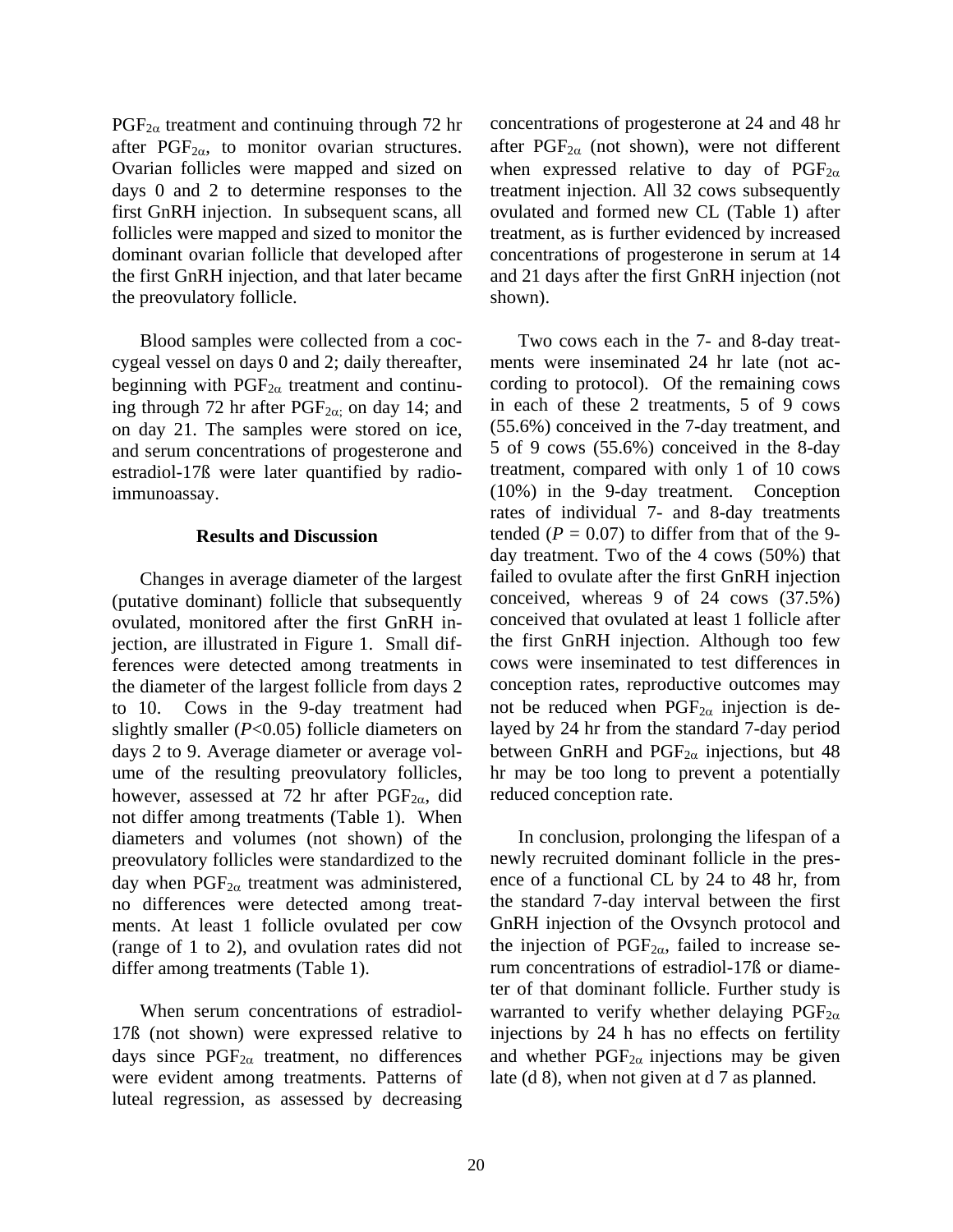$PGF_{2\alpha}$ treatment and continuing through 72 hr after $PGF_{2\alpha}$, to monitor ovarian structures. Ovarian follicles were mapped and sized on days 0 and 2 to determine responses to the first GnRH injection. In subsequent scans, all follicles were mapped and sized to monitor the dominant ovarian follicle that developed after the first GnRH injection, and that later became the preovulatory follicle.

Blood samples were collected from a coccygeal vessel on days 0 and 2; daily thereafter, beginning with $PGF_{2\alpha}$ treatment and continuing through 72 hr after $PGF_{2\alpha}$; on day 14; and on day 21. The samples were stored on ice, and serum concentrations of progesterone and estradiol-17ß were later quantified by radioimmunoassay.

## Results and Discussion

Changes in average diameter of the largest (putative dominant) follicle that subsequently ovulated, monitored after the first GnRH injection, are illustrated in Figure 1. Small differences were detected among treatments in the diameter of the largest follicle from days 2 to 10. Cows in the 9-day treatment had slightly smaller ($P$<0.05) follicle diameters on days 2 to 9. Average diameter or average volume of the resulting preovulatory follicles, however, assessed at 72 hr after $PGF_{2\alpha}$, did not differ among treatments (Table 1). When diameters and volumes (not shown) of the preovulatory follicles were standardized to the day when $PGF_{2\alpha}$ treatment was administered, no differences were detected among treatments. At least 1 follicle ovulated per cow (range of 1 to 2), and ovulation rates did not differ among treatments (Table 1).

When serum concentrations of estradiol-17ß (not shown) were expressed relative to days since $PGF_{2\alpha}$ treatment, no differences were evident among treatments. Patterns of luteal regression, as assessed by decreasing concentrations of progesterone at 24 and 48 hr after $PGF_{2\alpha}$ (not shown), were not different when expressed relative to day of $PGF_{2\alpha}$ treatment injection. All 32 cows subsequently ovulated and formed new CL (Table 1) after treatment, as is further evidenced by increased concentrations of progesterone in serum at 14 and 21 days after the first GnRH injection (not shown).

Two cows each in the 7- and 8-day treatments were inseminated 24 hr late (not according to protocol). Of the remaining cows in each of these 2 treatments, 5 of 9 cows (55.6%) conceived in the 7-day treatment, and 5 of 9 cows (55.6%) conceived in the 8-day treatment, compared with only 1 of 10 cows (10%) in the 9-day treatment. Conception rates of individual 7- and 8-day treatments tended ($P$ = 0.07) to differ from that of the 9-day treatment. Two of the 4 cows (50%) that failed to ovulate after the first GnRH injection conceived, whereas 9 of 24 cows (37.5%) conceived that ovulated at least 1 follicle after the first GnRH injection. Although too few cows were inseminated to test differences in conception rates, reproductive outcomes may not be reduced when $PGF_{2\alpha}$ injection is delayed by 24 hr from the standard 7-day period between GnRH and $PGF_{2\alpha}$ injections, but 48 hr may be too long to prevent a potentially reduced conception rate.

In conclusion, prolonging the lifespan of a newly recruited dominant follicle in the presence of a functional CL by 24 to 48 hr, from the standard 7-day interval between the first GnRH injection of the Ovsynch protocol and the injection of $PGF_{2\alpha}$, failed to increase serum concentrations of estradiol-17ß or diameter of that dominant follicle. Further study is warranted to verify whether delaying $PGF_{2\alpha}$ injections by 24 h has no effects on fertility and whether $PGF_{2\alpha}$ injections may be given late (d 8), when not given at d 7 as planned.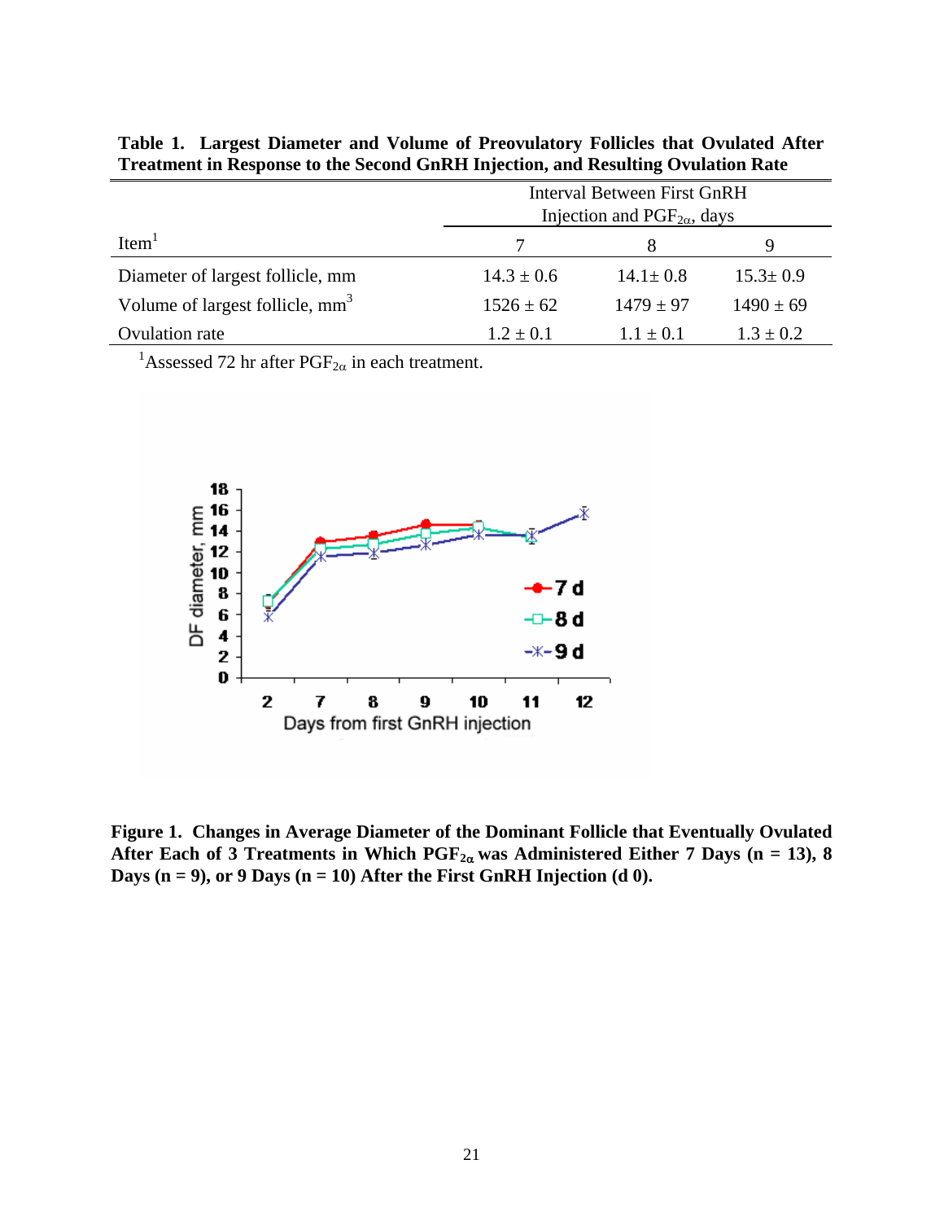**Table 1. Largest Diameter and Volume of Preovulatory Follicles that Ovulated After Treatment in Response to the Second GnRH Injection, and Resulting Ovulation Rate**

| | Interval Between First GnRH Injection and $PGF_{2\alpha}$, days | | |
|---|---|---|---|
| Item[1] | 7 | 8 | 9 |
| Diameter of largest follicle, mm | 14.3 ± 0.6 | 14.1± 0.8 | 15.3± 0.9 |
| Volume of largest follicle, $mm^3$ | 1526 ± 62 | 1479 ± 97 | 1490 ± 69 |
| Ovulation rate | 1.2 ± 0.1 | 1.1 ± 0.1 | 1.3 ± 0.2 |

[1]Assessed 72 hr after $PGF_{2\alpha}$ in each treatment.

DF diameter, mm

18
16
14
12
10
8
6
4
2
0

2 7 8 9 10 11 12

Days from first GnRH injection

7 d
8 d
9 d

**Figure 1. Changes in Average Diameter of the Dominant Follicle that Eventually Ovulated After Each of 3 Treatments in Which $PGF_{2\alpha}$ was Administered Either 7 Days (n = 13), 8 Days (n = 9), or 9 Days (n = 10) After the First GnRH Injection (d 0).**